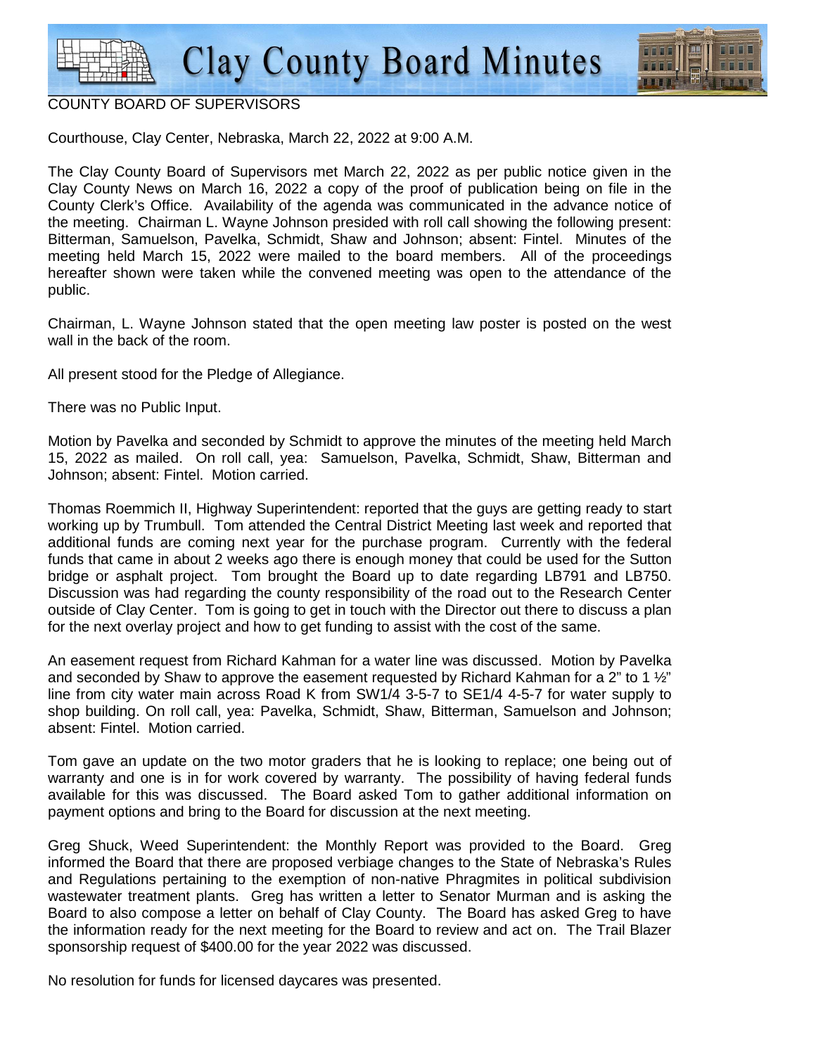# Clay County Board Minutes

COUNTY BOARD OF SUPERVISORS

Courthouse, Clay Center, Nebraska, March 22, 2022 at 9:00 A.M.

The Clay County Board of Supervisors met March 22, 2022 as per public notice given in the Clay County News on March 16, 2022 a copy of the proof of publication being on file in the County Clerk's Office. Availability of the agenda was communicated in the advance notice of the meeting. Chairman L. Wayne Johnson presided with roll call showing the following present: Bitterman, Samuelson, Pavelka, Schmidt, Shaw and Johnson; absent: Fintel. Minutes of the meeting held March 15, 2022 were mailed to the board members. All of the proceedings hereafter shown were taken while the convened meeting was open to the attendance of the public.

Chairman, L. Wayne Johnson stated that the open meeting law poster is posted on the west wall in the back of the room.

All present stood for the Pledge of Allegiance.

There was no Public Input.

Motion by Pavelka and seconded by Schmidt to approve the minutes of the meeting held March 15, 2022 as mailed. On roll call, yea: Samuelson, Pavelka, Schmidt, Shaw, Bitterman and Johnson; absent: Fintel. Motion carried.

Thomas Roemmich II, Highway Superintendent: reported that the guys are getting ready to start working up by Trumbull. Tom attended the Central District Meeting last week and reported that additional funds are coming next year for the purchase program. Currently with the federal funds that came in about 2 weeks ago there is enough money that could be used for the Sutton bridge or asphalt project. Tom brought the Board up to date regarding LB791 and LB750. Discussion was had regarding the county responsibility of the road out to the Research Center outside of Clay Center. Tom is going to get in touch with the Director out there to discuss a plan for the next overlay project and how to get funding to assist with the cost of the same.

An easement request from Richard Kahman for a water line was discussed. Motion by Pavelka and seconded by Shaw to approve the easement requested by Richard Kahman for a 2" to 1 ½" line from city water main across Road K from SW1/4 3-5-7 to SE1/4 4-5-7 for water supply to shop building. On roll call, yea: Pavelka, Schmidt, Shaw, Bitterman, Samuelson and Johnson; absent: Fintel. Motion carried.

Tom gave an update on the two motor graders that he is looking to replace; one being out of warranty and one is in for work covered by warranty. The possibility of having federal funds available for this was discussed. The Board asked Tom to gather additional information on payment options and bring to the Board for discussion at the next meeting.

Greg Shuck, Weed Superintendent: the Monthly Report was provided to the Board. Greg informed the Board that there are proposed verbiage changes to the State of Nebraska's Rules and Regulations pertaining to the exemption of non-native Phragmites in political subdivision wastewater treatment plants. Greg has written a letter to Senator Murman and is asking the Board to also compose a letter on behalf of Clay County. The Board has asked Greg to have the information ready for the next meeting for the Board to review and act on. The Trail Blazer sponsorship request of $400.00 for the year 2022 was discussed.

No resolution for funds for licensed daycares was presented.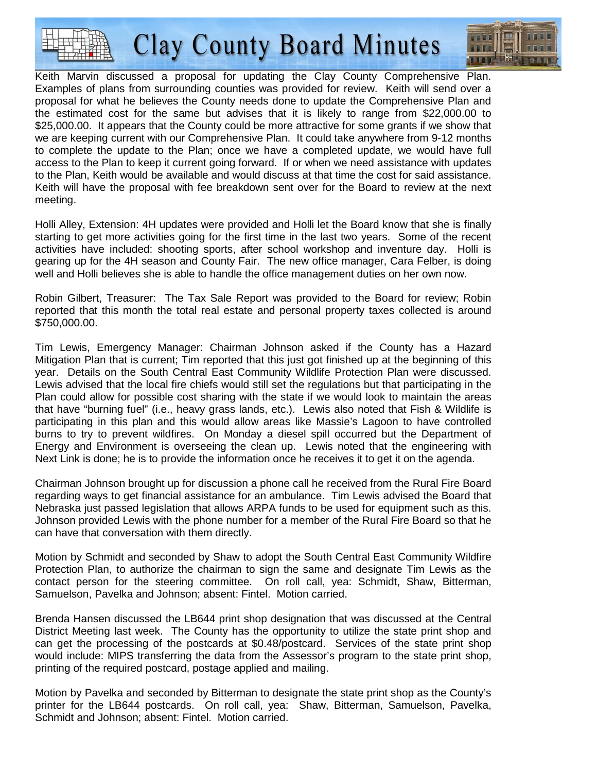Keith Marvin discussed a proposal for updating the Clay County Comprehensive Plan. Examples of plans from surrounding counties was provided for review. Keith will send over a proposal for what he believes the County needs done to update the Comprehensive Plan and the estimated cost for the same but advises that it is likely to range from $22,000.00 to $25,000.00. It appears that the County could be more attractive for some grants if we show that we are keeping current with our Comprehensive Plan. It could take anywhere from 9-12 months to complete the update to the Plan; once we have a completed update, we would have full access to the Plan to keep it current going forward. If or when we need assistance with updates to the Plan, Keith would be available and would discuss at that time the cost for said assistance. Keith will have the proposal with fee breakdown sent over for the Board to review at the next meeting.

Holli Alley, Extension: 4H updates were provided and Holli let the Board know that she is finally starting to get more activities going for the first time in the last two years. Some of the recent activities have included: shooting sports, after school workshop and inventure day. Holli is gearing up for the 4H season and County Fair. The new office manager, Cara Felber, is doing well and Holli believes she is able to handle the office management duties on her own now.

Robin Gilbert, Treasurer: The Tax Sale Report was provided to the Board for review; Robin reported that this month the total real estate and personal property taxes collected is around $750,000.00.

Tim Lewis, Emergency Manager: Chairman Johnson asked if the County has a Hazard Mitigation Plan that is current; Tim reported that this just got finished up at the beginning of this year. Details on the South Central East Community Wildlife Protection Plan were discussed. Lewis advised that the local fire chiefs would still set the regulations but that participating in the Plan could allow for possible cost sharing with the state if we would look to maintain the areas that have "burning fuel" (i.e., heavy grass lands, etc.). Lewis also noted that Fish & Wildlife is participating in this plan and this would allow areas like Massie's Lagoon to have controlled burns to try to prevent wildfires. On Monday a diesel spill occurred but the Department of Energy and Environment is overseeing the clean up. Lewis noted that the engineering with Next Link is done; he is to provide the information once he receives it to get it on the agenda.

Chairman Johnson brought up for discussion a phone call he received from the Rural Fire Board regarding ways to get financial assistance for an ambulance. Tim Lewis advised the Board that Nebraska just passed legislation that allows ARPA funds to be used for equipment such as this. Johnson provided Lewis with the phone number for a member of the Rural Fire Board so that he can have that conversation with them directly.

Motion by Schmidt and seconded by Shaw to adopt the South Central East Community Wildfire Protection Plan, to authorize the chairman to sign the same and designate Tim Lewis as the contact person for the steering committee. On roll call, yea: Schmidt, Shaw, Bitterman, Samuelson, Pavelka and Johnson; absent: Fintel. Motion carried.

Brenda Hansen discussed the LB644 print shop designation that was discussed at the Central District Meeting last week. The County has the opportunity to utilize the state print shop and can get the processing of the postcards at $0.48/postcard. Services of the state print shop would include: MIPS transferring the data from the Assessor's program to the state print shop, printing of the required postcard, postage applied and mailing.

Motion by Pavelka and seconded by Bitterman to designate the state print shop as the County's printer for the LB644 postcards. On roll call, yea: Shaw, Bitterman, Samuelson, Pavelka, Schmidt and Johnson; absent: Fintel. Motion carried.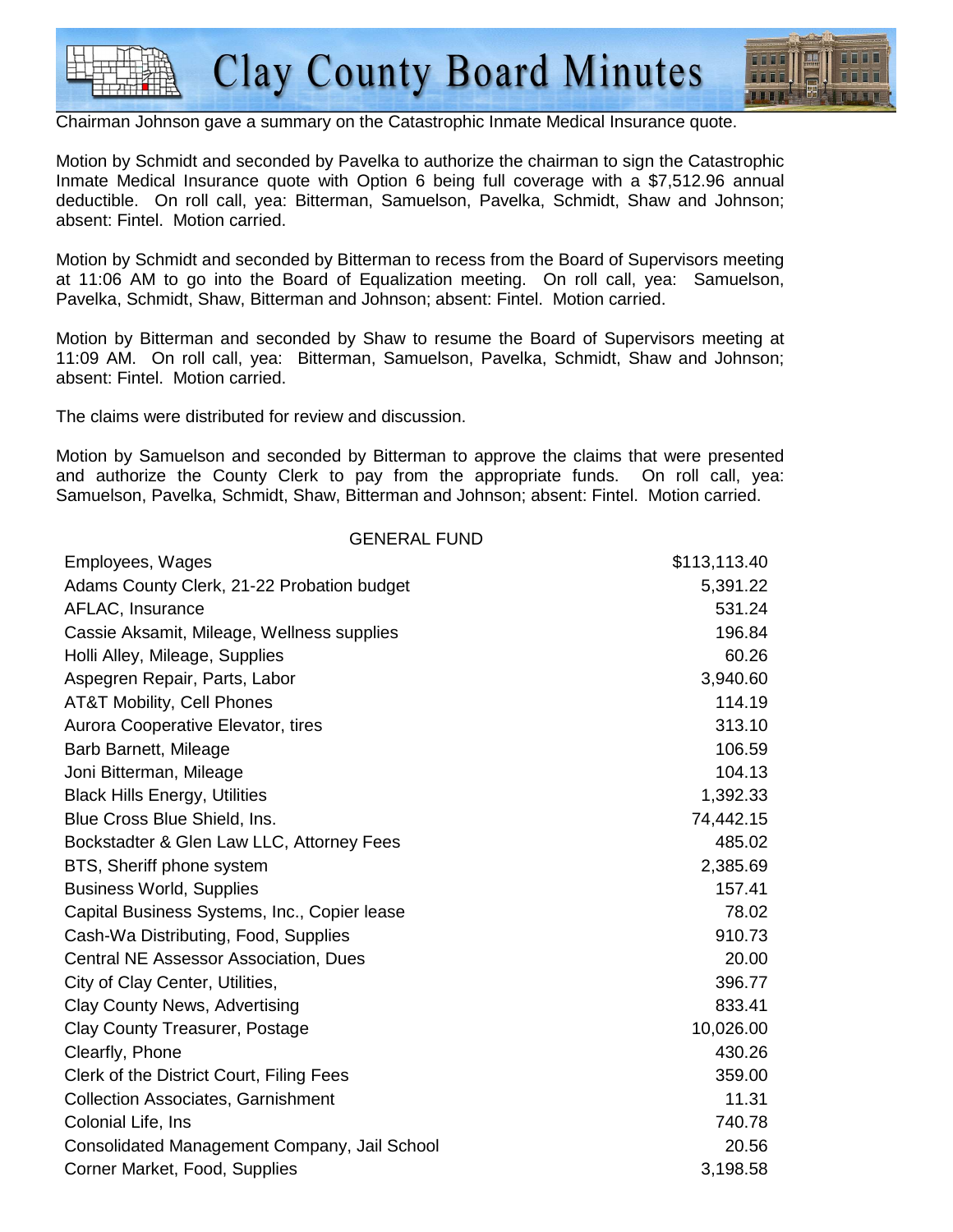Chairman Johnson gave a summary on the Catastrophic Inmate Medical Insurance quote.

Motion by Schmidt and seconded by Pavelka to authorize the chairman to sign the Catastrophic Inmate Medical Insurance quote with Option 6 being full coverage with a $7,512.96 annual deductible. On roll call, yea: Bitterman, Samuelson, Pavelka, Schmidt, Shaw and Johnson; absent: Fintel. Motion carried.

Motion by Schmidt and seconded by Bitterman to recess from the Board of Supervisors meeting at 11:06 AM to go into the Board of Equalization meeting. On roll call, yea: Samuelson, Pavelka, Schmidt, Shaw, Bitterman and Johnson; absent: Fintel. Motion carried.

Motion by Bitterman and seconded by Shaw to resume the Board of Supervisors meeting at 11:09 AM. On roll call, yea: Bitterman, Samuelson, Pavelka, Schmidt, Shaw and Johnson; absent: Fintel. Motion carried.

The claims were distributed for review and discussion.

Motion by Samuelson and seconded by Bitterman to approve the claims that were presented and authorize the County Clerk to pay from the appropriate funds. On roll call, yea: Samuelson, Pavelka, Schmidt, Shaw, Bitterman and Johnson; absent: Fintel. Motion carried.

| GENERAL FUND | |
|---|---|
| Employees, Wages | $113,113.40 |
| Adams County Clerk, 21-22 Probation budget | 5,391.22 |
| AFLAC, Insurance | 531.24 |
| Cassie Aksamit, Mileage, Wellness supplies | 196.84 |
| Holli Alley, Mileage, Supplies | 60.26 |
| Aspegren Repair, Parts, Labor | 3,940.60 |
| AT&T Mobility, Cell Phones | 114.19 |
| Aurora Cooperative Elevator, tires | 313.10 |
| Barb Barnett, Mileage | 106.59 |
| Joni Bitterman, Mileage | 104.13 |
| Black Hills Energy, Utilities | 1,392.33 |
| Blue Cross Blue Shield, Ins. | 74,442.15 |
| Bockstadter & Glen Law LLC, Attorney Fees | 485.02 |
| BTS, Sheriff phone system | 2,385.69 |
| Business World, Supplies | 157.41 |
| Capital Business Systems, Inc., Copier lease | 78.02 |
| Cash-Wa Distributing, Food, Supplies | 910.73 |
| Central NE Assessor Association, Dues | 20.00 |
| City of Clay Center, Utilities, | 396.77 |
| Clay County News, Advertising | 833.41 |
| Clay County Treasurer, Postage | 10,026.00 |
| Clearfly, Phone | 430.26 |
| Clerk of the District Court, Filing Fees | 359.00 |
| Collection Associates, Garnishment | 11.31 |
| Colonial Life, Ins | 740.78 |
| Consolidated Management Company, Jail School | 20.56 |
| Corner Market, Food, Supplies | 3,198.58 |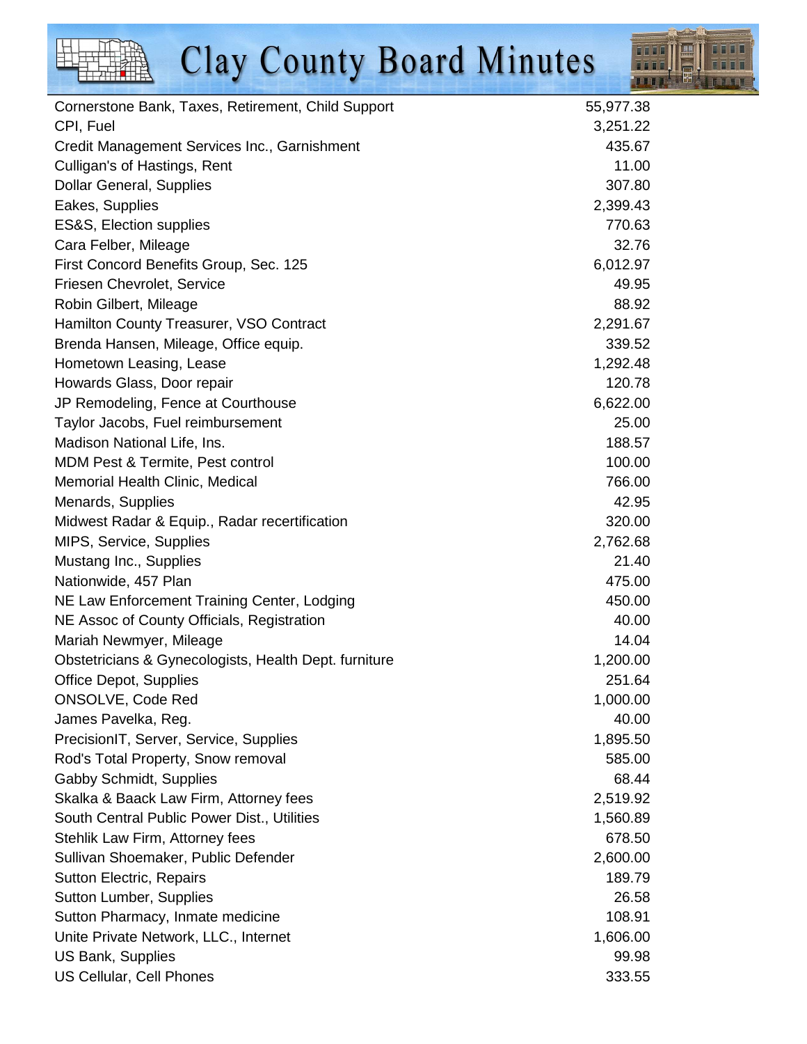| | |
|---|---|
| Cornerstone Bank, Taxes, Retirement, Child Support | 55,977.38 |
| CPI, Fuel | 3,251.22 |
| Credit Management Services Inc., Garnishment | 435.67 |
| Culligan's of Hastings, Rent | 11.00 |
| Dollar General, Supplies | 307.80 |
| Eakes, Supplies | 2,399.43 |
| ES&S, Election supplies | 770.63 |
| Cara Felber, Mileage | 32.76 |
| First Concord Benefits Group, Sec. 125 | 6,012.97 |
| Friesen Chevrolet, Service | 49.95 |
| Robin Gilbert, Mileage | 88.92 |
| Hamilton County Treasurer, VSO Contract | 2,291.67 |
| Brenda Hansen, Mileage, Office equip. | 339.52 |
| Hometown Leasing, Lease | 1,292.48 |
| Howards Glass, Door repair | 120.78 |
| JP Remodeling, Fence at Courthouse | 6,622.00 |
| Taylor Jacobs, Fuel reimbursement | 25.00 |
| Madison National Life, Ins. | 188.57 |
| MDM Pest & Termite, Pest control | 100.00 |
| Memorial Health Clinic, Medical | 766.00 |
| Menards, Supplies | 42.95 |
| Midwest Radar & Equip., Radar recertification | 320.00 |
| MIPS, Service, Supplies | 2,762.68 |
| Mustang Inc., Supplies | 21.40 |
| Nationwide, 457 Plan | 475.00 |
| NE Law Enforcement Training Center, Lodging | 450.00 |
| NE Assoc of County Officials, Registration | 40.00 |
| Mariah Newmyer, Mileage | 14.04 |
| Obstetricians & Gynecologists, Health Dept. furniture | 1,200.00 |
| Office Depot, Supplies | 251.64 |
| ONSOLVE, Code Red | 1,000.00 |
| James Pavelka, Reg. | 40.00 |
| PrecisionIT, Server, Service, Supplies | 1,895.50 |
| Rod's Total Property, Snow removal | 585.00 |
| Gabby Schmidt, Supplies | 68.44 |
| Skalka & Baack Law Firm, Attorney fees | 2,519.92 |
| South Central Public Power Dist., Utilities | 1,560.89 |
| Stehlik Law Firm, Attorney fees | 678.50 |
| Sullivan Shoemaker, Public Defender | 2,600.00 |
| Sutton Electric, Repairs | 189.79 |
| Sutton Lumber, Supplies | 26.58 |
| Sutton Pharmacy, Inmate medicine | 108.91 |
| Unite Private Network, LLC., Internet | 1,606.00 |
| US Bank, Supplies | 99.98 |
| US Cellular, Cell Phones | 333.55 |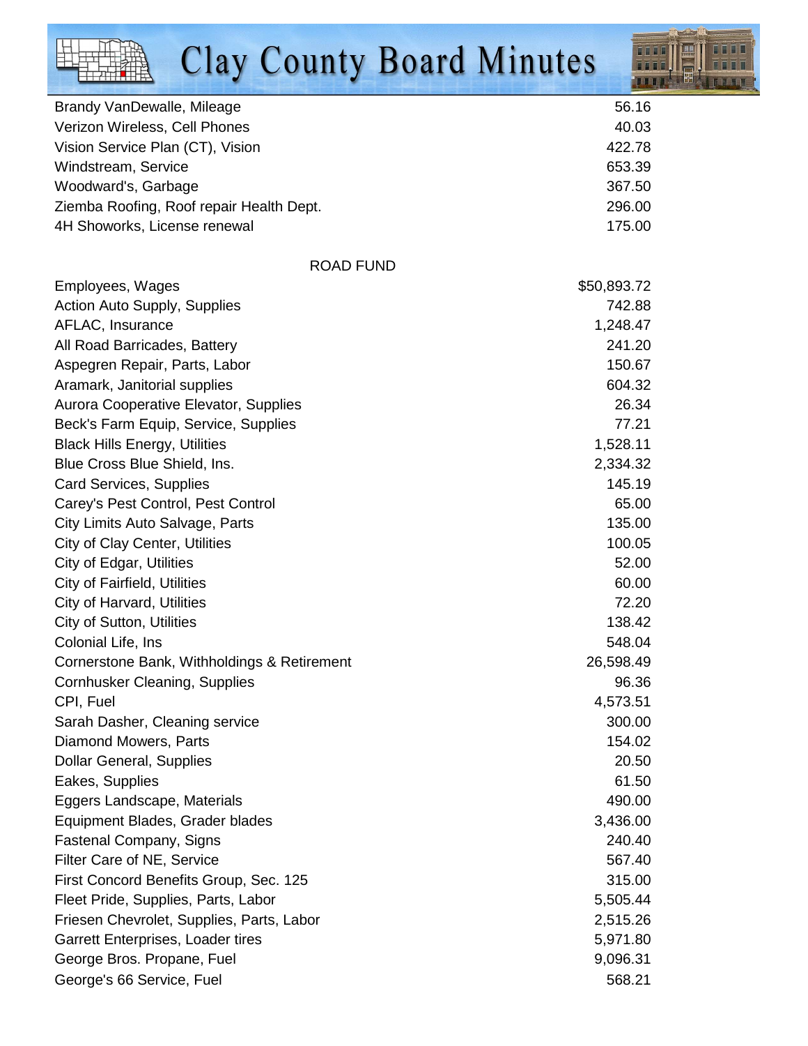| | |
|---|---|
| Brandy VanDewalle, Mileage | 56.16 |
| Verizon Wireless, Cell Phones | 40.03 |
| Vision Service Plan (CT), Vision | 422.78 |
| Windstream, Service | 653.39 |
| Woodward's, Garbage | 367.50 |
| Ziemba Roofing, Roof repair Health Dept. | 296.00 |
| 4H Showorks, License renewal | 175.00 |

ROAD FUND

| | |
|---|---|
| Employees, Wages | $50,893.72 |
| Action Auto Supply, Supplies | 742.88 |
| AFLAC, Insurance | 1,248.47 |
| All Road Barricades, Battery | 241.20 |
| Aspegren Repair, Parts, Labor | 150.67 |
| Aramark, Janitorial supplies | 604.32 |
| Aurora Cooperative Elevator, Supplies | 26.34 |
| Beck's Farm Equip, Service, Supplies | 77.21 |
| Black Hills Energy, Utilities | 1,528.11 |
| Blue Cross Blue Shield, Ins. | 2,334.32 |
| Card Services, Supplies | 145.19 |
| Carey's Pest Control, Pest Control | 65.00 |
| City Limits Auto Salvage, Parts | 135.00 |
| City of Clay Center, Utilities | 100.05 |
| City of Edgar, Utilities | 52.00 |
| City of Fairfield, Utilities | 60.00 |
| City of Harvard, Utilities | 72.20 |
| City of Sutton, Utilities | 138.42 |
| Colonial Life, Ins | 548.04 |
| Cornerstone Bank, Withholdings & Retirement | 26,598.49 |
| Cornhusker Cleaning, Supplies | 96.36 |
| CPI, Fuel | 4,573.51 |
| Sarah Dasher, Cleaning service | 300.00 |
| Diamond Mowers, Parts | 154.02 |
| Dollar General, Supplies | 20.50 |
| Eakes, Supplies | 61.50 |
| Eggers Landscape, Materials | 490.00 |
| Equipment Blades, Grader blades | 3,436.00 |
| Fastenal Company, Signs | 240.40 |
| Filter Care of NE, Service | 567.40 |
| First Concord Benefits Group, Sec. 125 | 315.00 |
| Fleet Pride, Supplies, Parts, Labor | 5,505.44 |
| Friesen Chevrolet, Supplies, Parts, Labor | 2,515.26 |
| Garrett Enterprises, Loader tires | 5,971.80 |
| George Bros. Propane, Fuel | 9,096.31 |
| George's 66 Service, Fuel | 568.21 |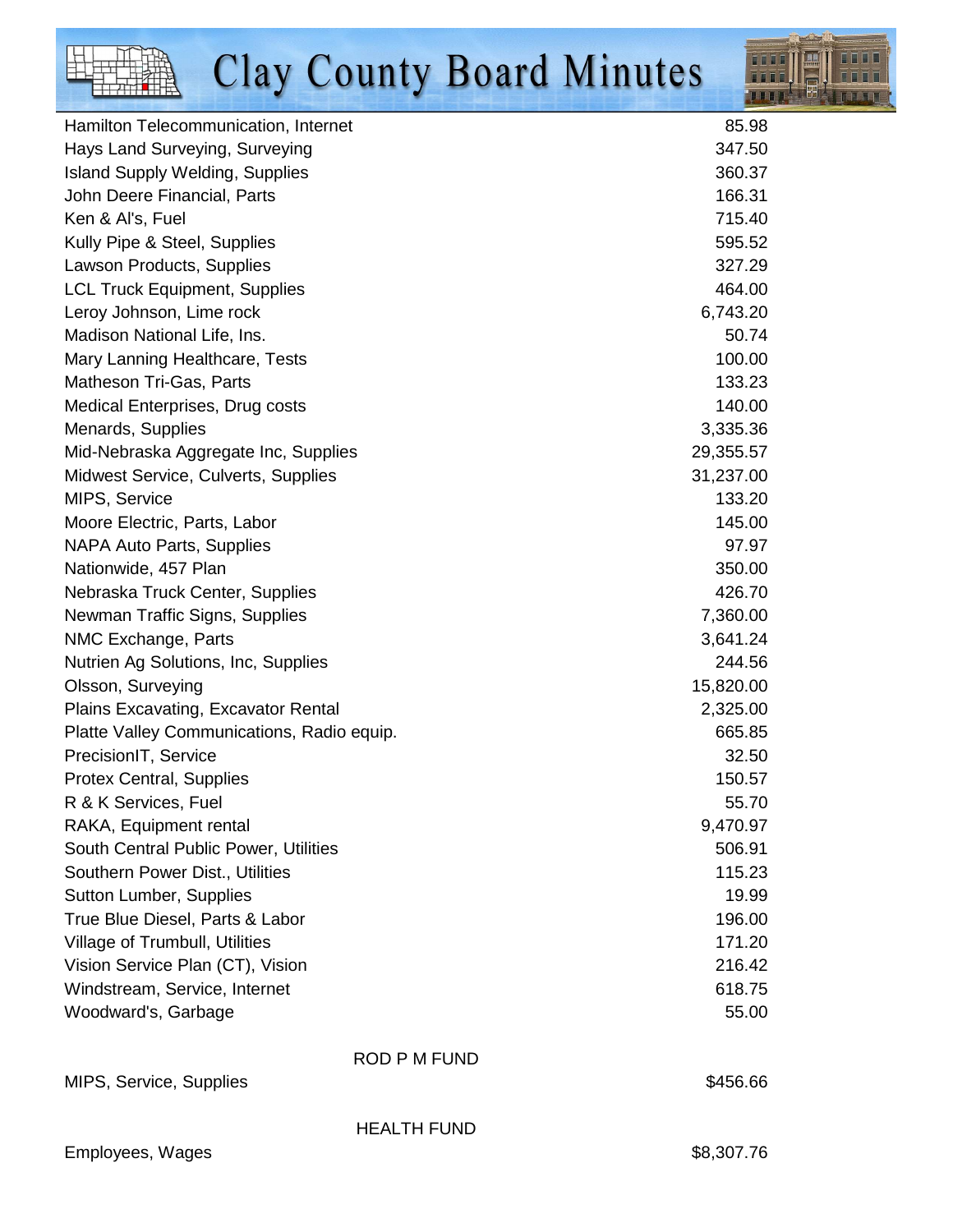| | |
|---|---|
| Hamilton Telecommunication, Internet | 85.98 |
| Hays Land Surveying, Surveying | 347.50 |
| Island Supply Welding, Supplies | 360.37 |
| John Deere Financial, Parts | 166.31 |
| Ken & Al's, Fuel | 715.40 |
| Kully Pipe & Steel, Supplies | 595.52 |
| Lawson Products, Supplies | 327.29 |
| LCL Truck Equipment, Supplies | 464.00 |
| Leroy Johnson, Lime rock | 6,743.20 |
| Madison National Life, Ins. | 50.74 |
| Mary Lanning Healthcare, Tests | 100.00 |
| Matheson Tri-Gas, Parts | 133.23 |
| Medical Enterprises, Drug costs | 140.00 |
| Menards, Supplies | 3,335.36 |
| Mid-Nebraska Aggregate Inc, Supplies | 29,355.57 |
| Midwest Service, Culverts, Supplies | 31,237.00 |
| MIPS, Service | 133.20 |
| Moore Electric, Parts, Labor | 145.00 |
| NAPA Auto Parts, Supplies | 97.97 |
| Nationwide, 457 Plan | 350.00 |
| Nebraska Truck Center, Supplies | 426.70 |
| Newman Traffic Signs, Supplies | 7,360.00 |
| NMC Exchange, Parts | 3,641.24 |
| Nutrien Ag Solutions, Inc, Supplies | 244.56 |
| Olsson, Surveying | 15,820.00 |
| Plains Excavating, Excavator Rental | 2,325.00 |
| Platte Valley Communications, Radio equip. | 665.85 |
| PrecisionIT, Service | 32.50 |
| Protex Central, Supplies | 150.57 |
| R & K Services, Fuel | 55.70 |
| RAKA, Equipment rental | 9,470.97 |
| South Central Public Power, Utilities | 506.91 |
| Southern Power Dist., Utilities | 115.23 |
| Sutton Lumber, Supplies | 19.99 |
| True Blue Diesel, Parts & Labor | 196.00 |
| Village of Trumbull, Utilities | 171.20 |
| Vision Service Plan (CT), Vision | 216.42 |
| Windstream, Service, Internet | 618.75 |
| Woodward's, Garbage | 55.00 |

ROD P M FUND

| | |
|---|---|
| MIPS, Service, Supplies | $456.66 |

HEALTH FUND

| | |
|---|---|
| Employees, Wages | $8,307.76 |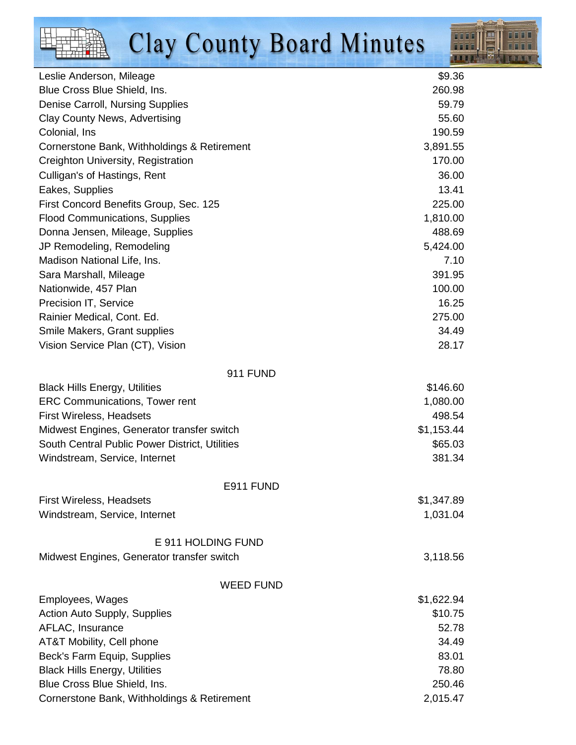| | |
|---|---|
| Leslie Anderson, Mileage | $9.36 |
| Blue Cross Blue Shield, Ins. | 260.98 |
| Denise Carroll, Nursing Supplies | 59.79 |
| Clay County News, Advertising | 55.60 |
| Colonial, Ins | 190.59 |
| Cornerstone Bank, Withholdings & Retirement | 3,891.55 |
| Creighton University, Registration | 170.00 |
| Culligan's of Hastings, Rent | 36.00 |
| Eakes, Supplies | 13.41 |
| First Concord Benefits Group, Sec. 125 | 225.00 |
| Flood Communications, Supplies | 1,810.00 |
| Donna Jensen, Mileage, Supplies | 488.69 |
| JP Remodeling, Remodeling | 5,424.00 |
| Madison National Life, Ins. | 7.10 |
| Sara Marshall, Mileage | 391.95 |
| Nationwide, 457 Plan | 100.00 |
| Precision IT, Service | 16.25 |
| Rainier Medical, Cont. Ed. | 275.00 |
| Smile Makers, Grant supplies | 34.49 |
| Vision Service Plan (CT), Vision | 28.17 |

911 FUND

| | |
|---|---|
| Black Hills Energy, Utilities | $146.60 |
| ERC Communications, Tower rent | 1,080.00 |
| First Wireless, Headsets | 498.54 |
| Midwest Engines, Generator transfer switch | $1,153.44 |
| South Central Public Power District, Utilities | $65.03 |
| Windstream, Service, Internet | 381.34 |

E911 FUND

| | |
|---|---|
| First Wireless, Headsets | $1,347.89 |
| Windstream, Service, Internet | 1,031.04 |

E 911 HOLDING FUND

| | |
|---|---|
| Midwest Engines, Generator transfer switch | 3,118.56 |

WEED FUND

| | |
|---|---|
| Employees, Wages | $1,622.94 |
| Action Auto Supply, Supplies | $10.75 |
| AFLAC, Insurance | 52.78 |
| AT&T Mobility, Cell phone | 34.49 |
| Beck's Farm Equip, Supplies | 83.01 |
| Black Hills Energy, Utilities | 78.80 |
| Blue Cross Blue Shield, Ins. | 250.46 |
| Cornerstone Bank, Withholdings & Retirement | 2,015.47 |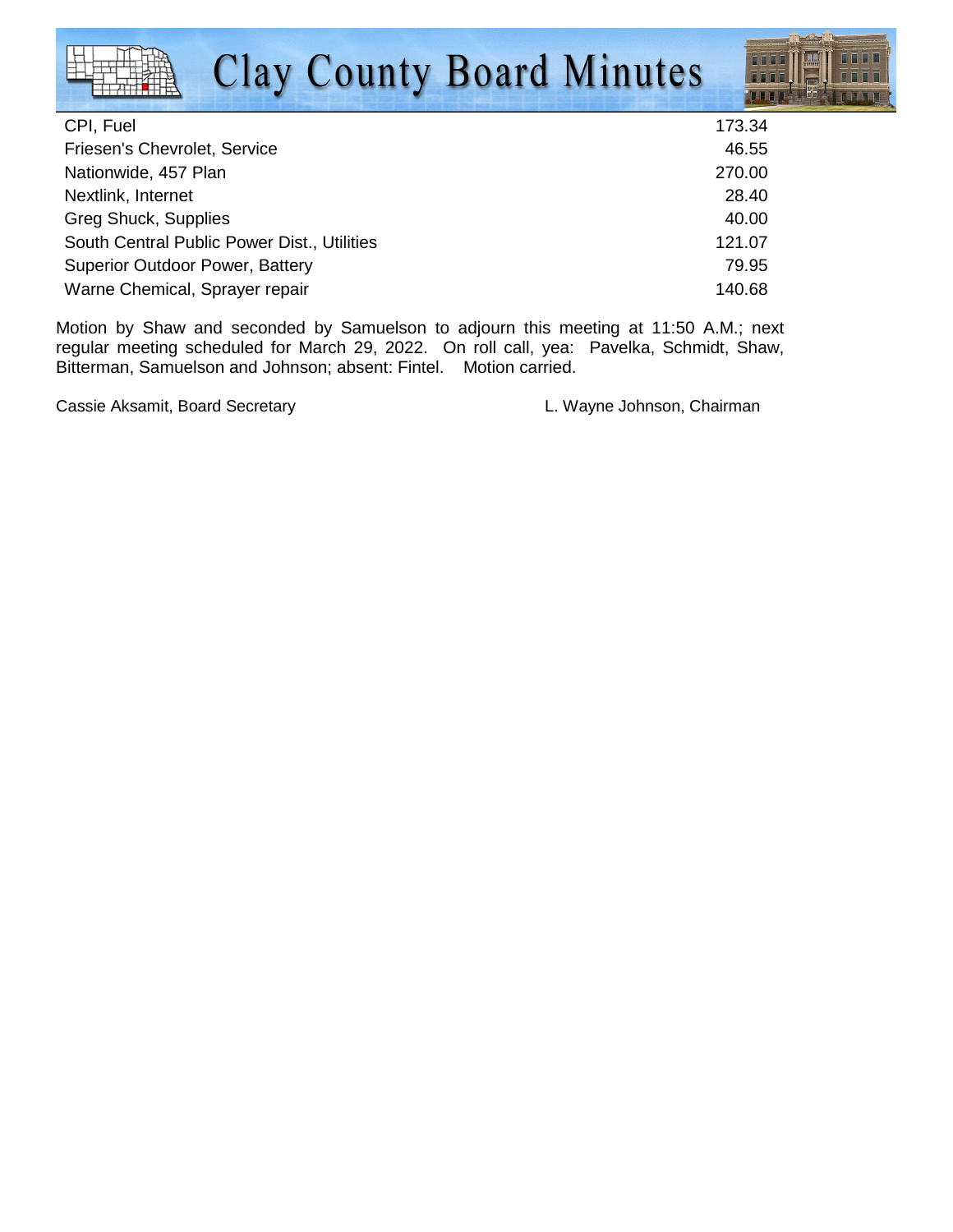| | |
|---|---|
| CPI, Fuel | 173.34 |
| Friesen's Chevrolet, Service | 46.55 |
| Nationwide, 457 Plan | 270.00 |
| Nextlink, Internet | 28.40 |
| Greg Shuck, Supplies | 40.00 |
| South Central Public Power Dist., Utilities | 121.07 |
| Superior Outdoor Power, Battery | 79.95 |
| Warne Chemical, Sprayer repair | 140.68 |

Motion by Shaw and seconded by Samuelson to adjourn this meeting at 11:50 A.M.; next regular meeting scheduled for March 29, 2022. On roll call, yea: Pavelka, Schmidt, Shaw, Bitterman, Samuelson and Johnson; absent: Fintel. Motion carried.

Cassie Aksamit, Board Secretary

L. Wayne Johnson, Chairman